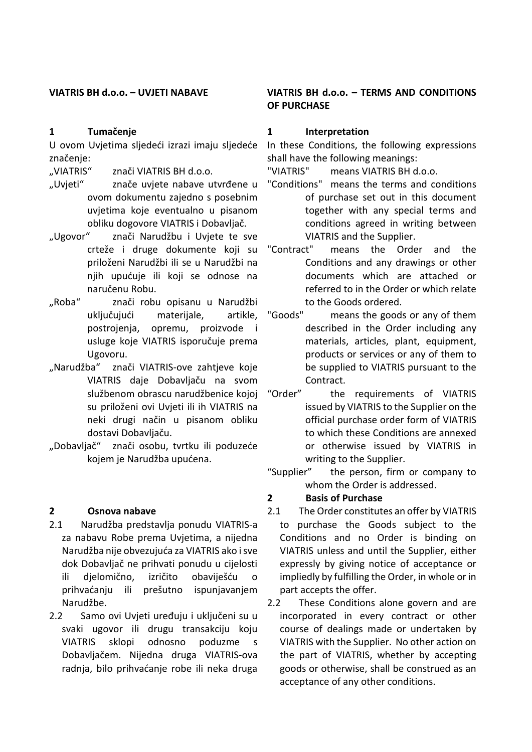## VIATRIS BH d.o.o. – UVJETI NABAVE

### 1 Tumačenje

U ovom Uvjetima sljedeći izrazi imaju sljedeće značenje:

„VIATRIS“ znači VIATRIS BH d.o.o.

„Uvjeti“ znače uvjete nabave utvrđene u ovom dokumentu zajedno s posebnim uvjetima koje eventualno u pisanom obliku dogovore VIATRIS i Dobavljač.

„Ugovor“ znači Narudžbu i Uvjete te sve crteže i druge dokumente koji su priloženi Narudžbi ili se u Narudžbi na njih upućuje ili koji se odnose na naručenu Robu.

„Roba“ znači robu opisanu u Narudžbi uključujući materijale, artikle, postrojenja, opremu, proizvode i usluge koje VIATRIS isporučuje prema Ugovoru.

„Narudžba“ znači VIATRIS-ove zahtjeve koje VIATRIS daje Dobavljaču na svom službenom obrascu narudžbenice kojoj su priloženi ovi Uvjeti ili ih VIATRIS na neki drugi način u pisanom obliku dostavi Dobavljaču.

„Dobavljač“ znači osobu, tvrtku ili poduzeće kojem je Narudžba upućena.

### 2 Osnova nabave

2.1 Narudžba predstavlja ponudu VIATRIS-a za nabavu Robe prema Uvjetima, a nijedna Narudžba nije obvezujuća za VIATRIS ako i sve dok Dobavljač ne prihvati ponudu u cijelosti ili djelomično, izričito obaviješću o prihvaćanju ili prešutno ispunjavanjem Narudžbe.

2.2 Samo ovi Uvjeti uređuju i uključeni su u svaki ugovor ili drugu transakciju koju VIATRIS sklopi odnosno poduzme s Dobavljačem. Nijedna druga VIATRIS-ova radnja, bilo prihvaćanje robe ili neka druga

## VIATRIS BH d.o.o. – TERMS AND CONDITIONS OF PURCHASE

### 1 Interpretation

In these Conditions, the following expressions shall have the following meanings:

"VIATRIS" means VIATRIS BH d.o.o.

"Conditions" means the terms and conditions of purchase set out in this document together with any special terms and conditions agreed in writing between VIATRIS and the Supplier.

"Contract" means the Order and the Conditions and any drawings or other documents which are attached or referred to in the Order or which relate to the Goods ordered.

"Goods" means the goods or any of them described in the Order including any materials, articles, plant, equipment, products or services or any of them to be supplied to VIATRIS pursuant to the Contract.

“Order” the requirements of VIATRIS issued by VIATRIS to the Supplier on the official purchase order form of VIATRIS to which these Conditions are annexed or otherwise issued by VIATRIS in writing to the Supplier.

“Supplier” the person, firm or company to whom the Order is addressed.

### 2 Basis of Purchase

2.1 The Order constitutes an offer by VIATRIS to purchase the Goods subject to the Conditions and no Order is binding on VIATRIS unless and until the Supplier, either expressly by giving notice of acceptance or impliedly by fulfilling the Order, in whole or in part accepts the offer.

2.2 These Conditions alone govern and are incorporated in every contract or other course of dealings made or undertaken by VIATRIS with the Supplier. No other action on the part of VIATRIS, whether by accepting goods or otherwise, shall be construed as an acceptance of any other conditions.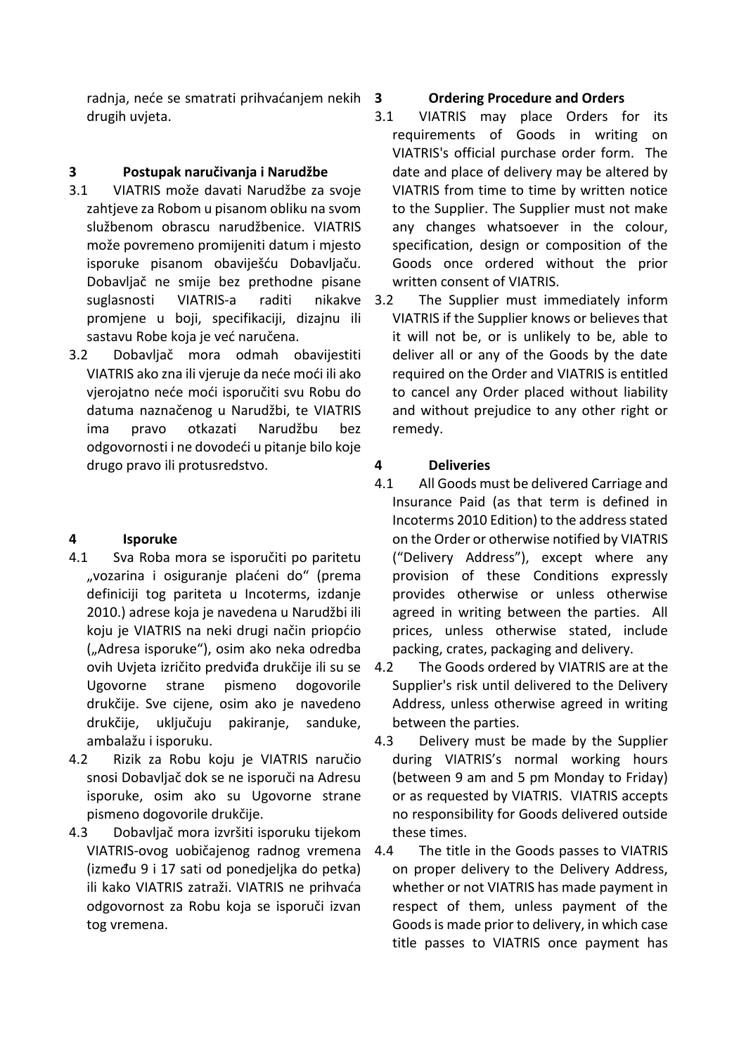radnja, neće se smatrati prihvaćanjem nekih drugih uvjeta.

## 3 Postupak naručivanja i Narudžbe

3.1 VIATRIS može davati Narudžbe za svoje zahtjeve za Robom u pisanom obliku na svom službenom obrascu narudžbenice. VIATRIS može povremeno promijeniti datum i mjesto isporuke pisanom obaviješću Dobavljaču. Dobavljač ne smije bez prethodne pisane suglasnosti VIATRIS-a raditi nikakve promjene u boji, specifikaciji, dizajnu ili sastavu Robe koja je već naručena.

3.2 Dobavljač mora odmah obavijestiti VIATRIS ako zna ili vjeruje da neće moći ili ako vjerojatno neće moći isporučiti svu Robu do datuma naznačenog u Narudžbi, te VIATRIS ima pravo otkazati Narudžbu bez odgovornosti i ne dovodeći u pitanje bilo koje drugo pravo ili protusredstvo.

## 4 Isporuke

4.1 Sva Roba mora se isporučiti po paritetu „vozarina i osiguranje plaćeni do" (prema definiciji tog pariteta u Incoterms, izdanje 2010.) adrese koja je navedena u Narudžbi ili koju je VIATRIS na neki drugi način priopćio („Adresa isporuke"), osim ako neka odredba ovih Uvjeta izričito predviđa drukčije ili su se Ugovorne strane pismeno dogovorile drukčije. Sve cijene, osim ako je navedeno drukčije, uključuju pakiranje, sanduke, ambalažu i isporuku.

4.2 Rizik za Robu koju je VIATRIS naručio snosi Dobavljač dok se ne isporuči na Adresu isporuke, osim ako su Ugovorne strane pismeno dogovorile drukčije.

4.3 Dobavljač mora izvršiti isporuku tijekom VIATRIS-ovog uobičajenog radnog vremena (između 9 i 17 sati od ponedjeljka do petka) ili kako VIATRIS zatraži. VIATRIS ne prihvaća odgovornost za Robu koja se isporuči izvan tog vremena.

## 3 Ordering Procedure and Orders

3.1 VIATRIS may place Orders for its requirements of Goods in writing on VIATRIS's official purchase order form. The date and place of delivery may be altered by VIATRIS from time to time by written notice to the Supplier. The Supplier must not make any changes whatsoever in the colour, specification, design or composition of the Goods once ordered without the prior written consent of VIATRIS.

3.2 The Supplier must immediately inform VIATRIS if the Supplier knows or believes that it will not be, or is unlikely to be, able to deliver all or any of the Goods by the date required on the Order and VIATRIS is entitled to cancel any Order placed without liability and without prejudice to any other right or remedy.

## 4 Deliveries

4.1 All Goods must be delivered Carriage and Insurance Paid (as that term is defined in Incoterms 2010 Edition) to the address stated on the Order or otherwise notified by VIATRIS ("Delivery Address"), except where any provision of these Conditions expressly provides otherwise or unless otherwise agreed in writing between the parties. All prices, unless otherwise stated, include packing, crates, packaging and delivery.

4.2 The Goods ordered by VIATRIS are at the Supplier's risk until delivered to the Delivery Address, unless otherwise agreed in writing between the parties.

4.3 Delivery must be made by the Supplier during VIATRIS's normal working hours (between 9 am and 5 pm Monday to Friday) or as requested by VIATRIS. VIATRIS accepts no responsibility for Goods delivered outside these times.

4.4 The title in the Goods passes to VIATRIS on proper delivery to the Delivery Address, whether or not VIATRIS has made payment in respect of them, unless payment of the Goods is made prior to delivery, in which case title passes to VIATRIS once payment has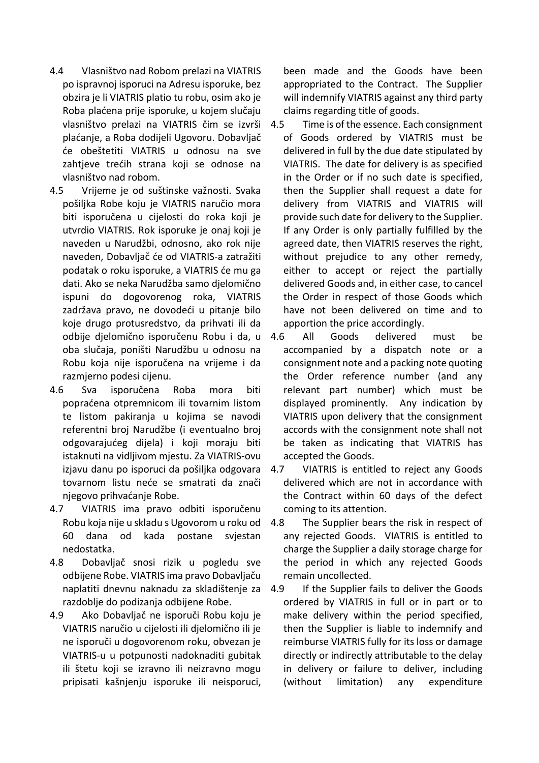4.4 Vlasništvo nad Robom prelazi na VIATRIS po ispravnoj isporuci na Adresu isporuke, bez obzira je li VIATRIS platio tu robu, osim ako je Roba plaćena prije isporuke, u kojem slučaju vlasništvo prelazi na VIATRIS čim se izvrši plaćanje, a Roba dodijeli Ugovoru. Dobavljač će obeštetiti VIATRIS u odnosu na sve zahtjeve trećih strana koji se odnose na vlasništvo nad robom.

4.5 Vrijeme je od suštinske važnosti. Svaka pošiljka Robe koju je VIATRIS naručio mora biti isporučena u cijelosti do roka koji je utvrdio VIATRIS. Rok isporuke je onaj koji je naveden u Narudžbi, odnosno, ako rok nije naveden, Dobavljač će od VIATRIS-a zatražiti podatak o roku isporuke, a VIATRIS će mu ga dati. Ako se neka Narudžba samo djelomično ispuni do dogovorenog roka, VIATRIS zadržava pravo, ne dovodeći u pitanje bilo koje drugo protusredstvo, da prihvati ili da odbije djelomično isporučenu Robu i da, u oba slučaja, poništi Narudžbu u odnosu na Robu koja nije isporučena na vrijeme i da razmjerno podesi cijenu.

4.6 Sva isporučena Roba mora biti popraćena otpremnicom ili tovarnim listom te listom pakiranja u kojima se navodi referentni broj Narudžbe (i eventualno broj odgovarajućeg dijela) i koji moraju biti istaknuti na vidljivom mjestu. Za VIATRIS-ovu izjavu danu po isporuci da pošiljka odgovara tovarnom listu neće se smatrati da znači njegovo prihvaćanje Robe.

4.7 VIATRIS ima pravo odbiti isporučenu Robu koja nije u skladu s Ugovorom u roku od 60 dana od kada postane svjestan nedostatka.

4.8 Dobavljač snosi rizik u pogledu sve odbijene Robe. VIATRIS ima pravo Dobavljaču naplatiti dnevnu naknadu za skladištenje za razdoblje do podizanja odbijene Robe.

4.9 Ako Dobavljač ne isporuči Robu koju je VIATRIS naručio u cijelosti ili djelomično ili je ne isporuči u dogovorenom roku, obvezan je VIATRIS-u u potpunosti nadoknaditi gubitak ili štetu koji se izravno ili neizravno mogu pripisati kašnjenju isporuke ili neisporuci,

been made and the Goods have been appropriated to the Contract. The Supplier will indemnify VIATRIS against any third party claims regarding title of goods.

4.5 Time is of the essence. Each consignment of Goods ordered by VIATRIS must be delivered in full by the due date stipulated by VIATRIS. The date for delivery is as specified in the Order or if no such date is specified, then the Supplier shall request a date for delivery from VIATRIS and VIATRIS will provide such date for delivery to the Supplier. If any Order is only partially fulfilled by the agreed date, then VIATRIS reserves the right, without prejudice to any other remedy, either to accept or reject the partially delivered Goods and, in either case, to cancel the Order in respect of those Goods which have not been delivered on time and to apportion the price accordingly.

4.6 All Goods delivered must be accompanied by a dispatch note or a consignment note and a packing note quoting the Order reference number (and any relevant part number) which must be displayed prominently. Any indication by VIATRIS upon delivery that the consignment accords with the consignment note shall not be taken as indicating that VIATRIS has accepted the Goods.

4.7 VIATRIS is entitled to reject any Goods delivered which are not in accordance with the Contract within 60 days of the defect coming to its attention.

4.8 The Supplier bears the risk in respect of any rejected Goods. VIATRIS is entitled to charge the Supplier a daily storage charge for the period in which any rejected Goods remain uncollected.

4.9 If the Supplier fails to deliver the Goods ordered by VIATRIS in full or in part or to make delivery within the period specified, then the Supplier is liable to indemnify and reimburse VIATRIS fully for its loss or damage directly or indirectly attributable to the delay in delivery or failure to deliver, including (without limitation) any expenditure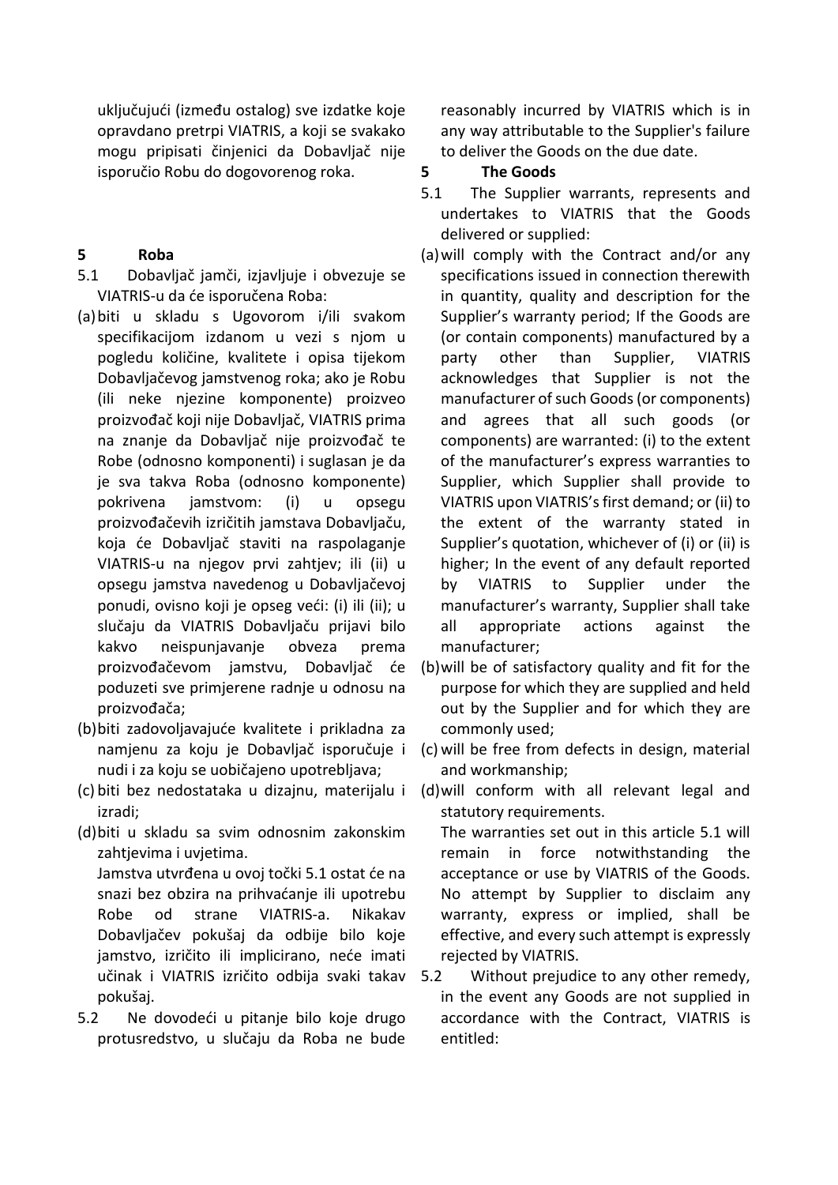uključujući (između ostalog) sve izdatke koje opravdano pretrpi VIATRIS, a koji se svakako mogu pripisati činjenici da Dobavljač nije isporučio Robu do dogovorenog roka.

## 5 Roba

5.1 Dobavljač jamči, izjavljuje i obvezuje se VIATRIS-u da će isporučena Roba:

(a) biti u skladu s Ugovorom i/ili svakom specifikacijom izdanom u vezi s njom u pogledu količine, kvalitete i opisa tijekom Dobavljačevog jamstvenog roka; ako je Robu (ili neke njezine komponente) proizveo proizvođač koji nije Dobavljač, VIATRIS prima na znanje da Dobavljač nije proizvođač te Robe (odnosno komponenti) i suglasan je da je sva takva Roba (odnosno komponente) pokrivena jamstvom: (i) u opsegu proizvođačevih izričitih jamstava Dobavljaču, koja će Dobavljač staviti na raspolaganje VIATRIS-u na njegov prvi zahtjev; ili (ii) u opsegu jamstva navedenog u Dobavljačevoj ponudi, ovisno koji je opseg veći: (i) ili (ii); u slučaju da VIATRIS Dobavljaču prijavi bilo kakvo neispunjavanje obveza prema proizvođačevom jamstvu, Dobavljač će poduzeti sve primjerene radnje u odnosu na proizvođača;

(b) biti zadovoljavajuće kvalitete i prikladna za namjenu za koju je Dobavljač isporučuje i nudi i za koju se uobičajeno upotrebljava;

(c) biti bez nedostataka u dizajnu, materijalu i izradi;

(d) biti u skladu sa svim odnosnim zakonskim zahtjevima i uvjetima.

Jamstva utvrđena u ovoj točki 5.1 ostat će na snazi bez obzira na prihvaćanje ili upotrebu Robe od strane VIATRIS-a. Nikakav Dobavljačev pokušaj da odbije bilo koje jamstvo, izričito ili implicirano, neće imati učinak i VIATRIS izričito odbija svaki takav pokušaj.

5.2 Ne dovodeći u pitanje bilo koje drugo protusredstvo, u slučaju da Roba ne bude

reasonably incurred by VIATRIS which is in any way attributable to the Supplier's failure to deliver the Goods on the due date.

## 5 The Goods

5.1 The Supplier warrants, represents and undertakes to VIATRIS that the Goods delivered or supplied:

(a) will comply with the Contract and/or any specifications issued in connection therewith in quantity, quality and description for the Supplier's warranty period; If the Goods are (or contain components) manufactured by a party other than Supplier, VIATRIS acknowledges that Supplier is not the manufacturer of such Goods (or components) and agrees that all such goods (or components) are warranted: (i) to the extent of the manufacturer's express warranties to Supplier, which Supplier shall provide to VIATRIS upon VIATRIS's first demand; or (ii) to the extent of the warranty stated in Supplier's quotation, whichever of (i) or (ii) is higher; In the event of any default reported by VIATRIS to Supplier under the manufacturer's warranty, Supplier shall take all appropriate actions against the manufacturer;

(b) will be of satisfactory quality and fit for the purpose for which they are supplied and held out by the Supplier and for which they are commonly used;

(c) will be free from defects in design, material and workmanship;

(d) will conform with all relevant legal and statutory requirements.

The warranties set out in this article 5.1 will remain in force notwithstanding the acceptance or use by VIATRIS of the Goods. No attempt by Supplier to disclaim any warranty, express or implied, shall be effective, and every such attempt is expressly rejected by VIATRIS.

5.2 Without prejudice to any other remedy, in the event any Goods are not supplied in accordance with the Contract, VIATRIS is entitled: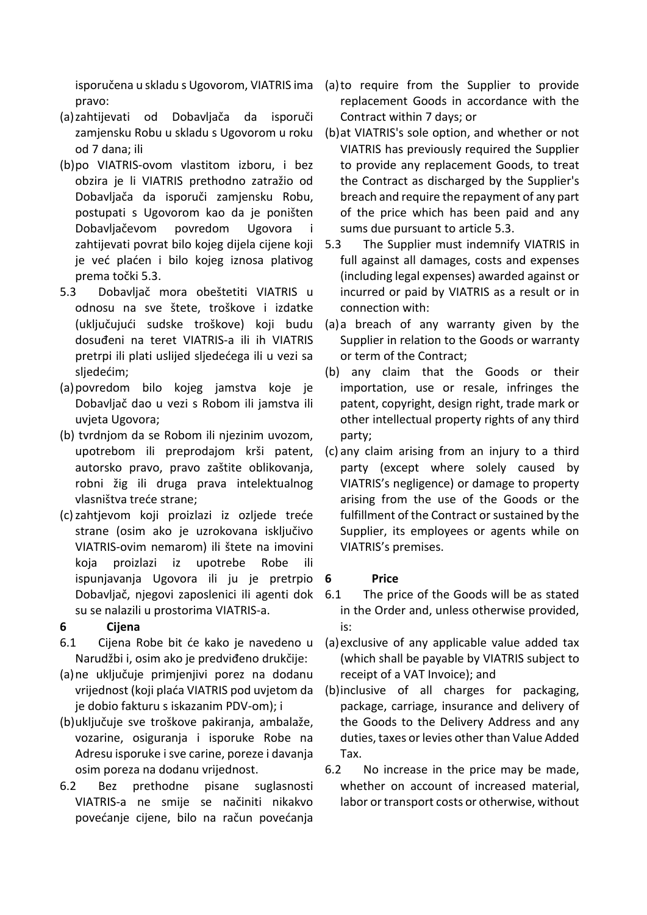isporučena u skladu s Ugovorom, VIATRIS ima pravo:

(a) zahtijevati od Dobavljača da isporuči zamjensku Robu u skladu s Ugovorom u roku od 7 dana; ili

(b) po VIATRIS-ovom vlastitom izboru, i bez obzira je li VIATRIS prethodno zatražio od Dobavljača da isporuči zamjensku Robu, postupati s Ugovorom kao da je poništen Dobavljačevom povredom Ugovora i zahtijevati povrat bilo kojeg dijela cijene koji je već plaćen i bilo kojeg iznosa plativog prema točki 5.3.

5.3 Dobavljač mora obeštetiti VIATRIS u odnosu na sve štete, troškove i izdatke (uključujući sudske troškove) koji budu dosuđeni na teret VIATRIS-a ili ih VIATRIS pretrpi ili plati uslijed sljedećega ili u vezi sa sljedećim;

(a) povredom bilo kojeg jamstva koje je Dobavljač dao u vezi s Robom ili jamstva ili uvjeta Ugovora;

(b) tvrdnjom da se Robom ili njezinim uvozom, upotrebom ili preprodajom krši patent, autorsko pravo, pravo zaštite oblikovanja, robni žig ili druga prava intelektualnog vlasništva treće strane;

(c) zahtjevom koji proizlazi iz ozljede treće strane (osim ako je uzrokovana isključivo VIATRIS-ovim nemarom) ili štete na imovini koja proizlazi iz upotrebe Robe ili ispunjavanja Ugovora ili ju je pretrpio Dobavljač, njegovi zaposlenici ili agenti dok su se nalazili u prostorima VIATRIS-a.

## 6 Cijena

6.1 Cijena Robe bit će kako je navedeno u Narudžbi i, osim ako je predviđeno drukčije:

(a) ne uključuje primjenjivi porez na dodanu vrijednost (koji plaća VIATRIS pod uvjetom da je dobio fakturu s iskazanim PDV-om); i

(b) uključuje sve troškove pakiranja, ambalaže, vozarine, osiguranja i isporuke Robe na Adresu isporuke i sve carine, poreze i davanja osim poreza na dodanu vrijednost.

6.2 Bez prethodne pisane suglasnosti VIATRIS-a ne smije se načiniti nikakvo povećanje cijene, bilo na račun povećanja

(a) to require from the Supplier to provide replacement Goods in accordance with the Contract within 7 days; or

(b) at VIATRIS's sole option, and whether or not VIATRIS has previously required the Supplier to provide any replacement Goods, to treat the Contract as discharged by the Supplier's breach and require the repayment of any part of the price which has been paid and any sums due pursuant to article 5.3.

5.3 The Supplier must indemnify VIATRIS in full against all damages, costs and expenses (including legal expenses) awarded against or incurred or paid by VIATRIS as a result or in connection with:

(a) a breach of any warranty given by the Supplier in relation to the Goods or warranty or term of the Contract;

(b) any claim that the Goods or their importation, use or resale, infringes the patent, copyright, design right, trade mark or other intellectual property rights of any third party;

(c) any claim arising from an injury to a third party (except where solely caused by VIATRIS's negligence) or damage to property arising from the use of the Goods or the fulfillment of the Contract or sustained by the Supplier, its employees or agents while on VIATRIS's premises.

## 6 Price

6.1 The price of the Goods will be as stated in the Order and, unless otherwise provided, is:

(a) exclusive of any applicable value added tax (which shall be payable by VIATRIS subject to receipt of a VAT Invoice); and

(b) inclusive of all charges for packaging, package, carriage, insurance and delivery of the Goods to the Delivery Address and any duties, taxes or levies other than Value Added Tax.

6.2 No increase in the price may be made, whether on account of increased material, labor or transport costs or otherwise, without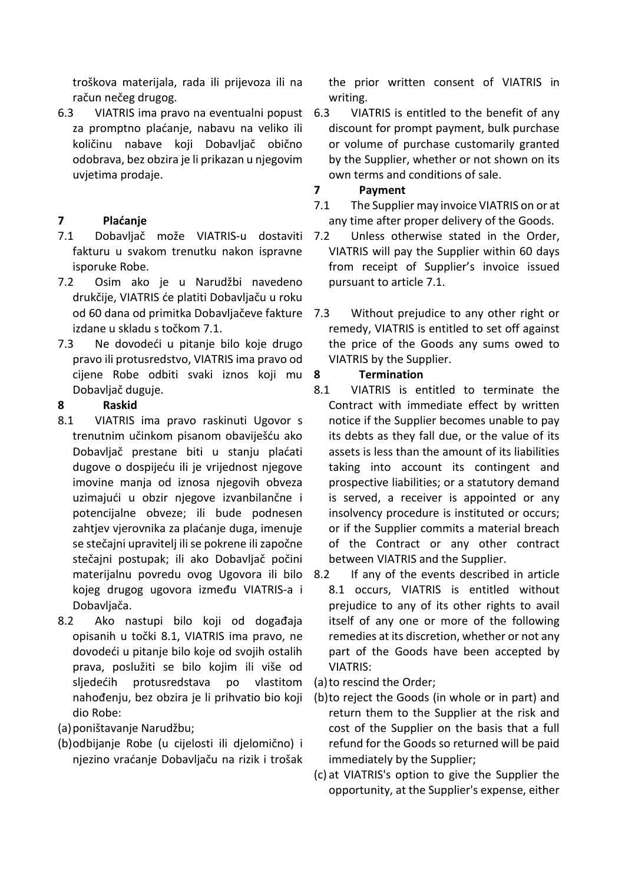troškova materijala, rada ili prijevoza ili na račun nečeg drugog.

6.3 VIATRIS ima pravo na eventualni popust za promptno plaćanje, nabavu na veliko ili količinu nabave koji Dobavljač obično odobrava, bez obzira je li prikazan u njegovim uvjetima prodaje.

**7 Plaćanje**

7.1 Dobavljač može VIATRIS-u dostaviti fakturu u svakom trenutku nakon ispravne isporuke Robe.

7.2 Osim ako je u Narudžbi navedeno drukčije, VIATRIS će platiti Dobavljaču u roku od 60 dana od primitka Dobavljačeve fakture izdane u skladu s točkom 7.1.

7.3 Ne dovodeći u pitanje bilo koje drugo pravo ili protusredstvo, VIATRIS ima pravo od cijene Robe odbiti svaki iznos koji mu Dobavljač duguje.

**8 Raskid**

8.1 VIATRIS ima pravo raskinuti Ugovor s trenutnim učinkom pisanom obaviješću ako Dobavljač prestane biti u stanju plaćati dugove o dospijeću ili je vrijednost njegove imovine manja od iznosa njegovih obveza uzimajući u obzir njegove izvanbilančne i potencijalne obveze; ili bude podnesen zahtjev vjerovnika za plaćanje duga, imenuje se stečajni upravitelj ili se pokrene ili započne stečajni postupak; ili ako Dobavljač počini materijalnu povredu ovog Ugovora ili bilo kojeg drugog ugovora između VIATRIS-a i Dobavljača.

8.2 Ako nastupi bilo koji od događaja opisanih u točki 8.1, VIATRIS ima pravo, ne dovodeći u pitanje bilo koje od svojih ostalih prava, poslužiti se bilo kojim ili više od sljedećih protusredstava po vlastitom nahođenju, bez obzira je li prihvatio bio koji dio Robe:

(a) poništavanje Narudžbu;

(b) odbijanje Robe (u cijelosti ili djelomično) i njezino vraćanje Dobavljaču na rizik i trošak

the prior written consent of VIATRIS in writing.

6.3 VIATRIS is entitled to the benefit of any discount for prompt payment, bulk purchase or volume of purchase customarily granted by the Supplier, whether or not shown on its own terms and conditions of sale.

**7 Payment**

7.1 The Supplier may invoice VIATRIS on or at any time after proper delivery of the Goods.

7.2 Unless otherwise stated in the Order, VIATRIS will pay the Supplier within 60 days from receipt of Supplier's invoice issued pursuant to article 7.1.

7.3 Without prejudice to any other right or remedy, VIATRIS is entitled to set off against the price of the Goods any sums owed to VIATRIS by the Supplier.

**8 Termination**

8.1 VIATRIS is entitled to terminate the Contract with immediate effect by written notice if the Supplier becomes unable to pay its debts as they fall due, or the value of its assets is less than the amount of its liabilities taking into account its contingent and prospective liabilities; or a statutory demand is served, a receiver is appointed or any insolvency procedure is instituted or occurs; or if the Supplier commits a material breach of the Contract or any other contract between VIATRIS and the Supplier.

8.2 If any of the events described in article 8.1 occurs, VIATRIS is entitled without prejudice to any of its other rights to avail itself of any one or more of the following remedies at its discretion, whether or not any part of the Goods have been accepted by VIATRIS:

(a) to rescind the Order;

(b) to reject the Goods (in whole or in part) and return them to the Supplier at the risk and cost of the Supplier on the basis that a full refund for the Goods so returned will be paid immediately by the Supplier;

(c) at VIATRIS's option to give the Supplier the opportunity, at the Supplier's expense, either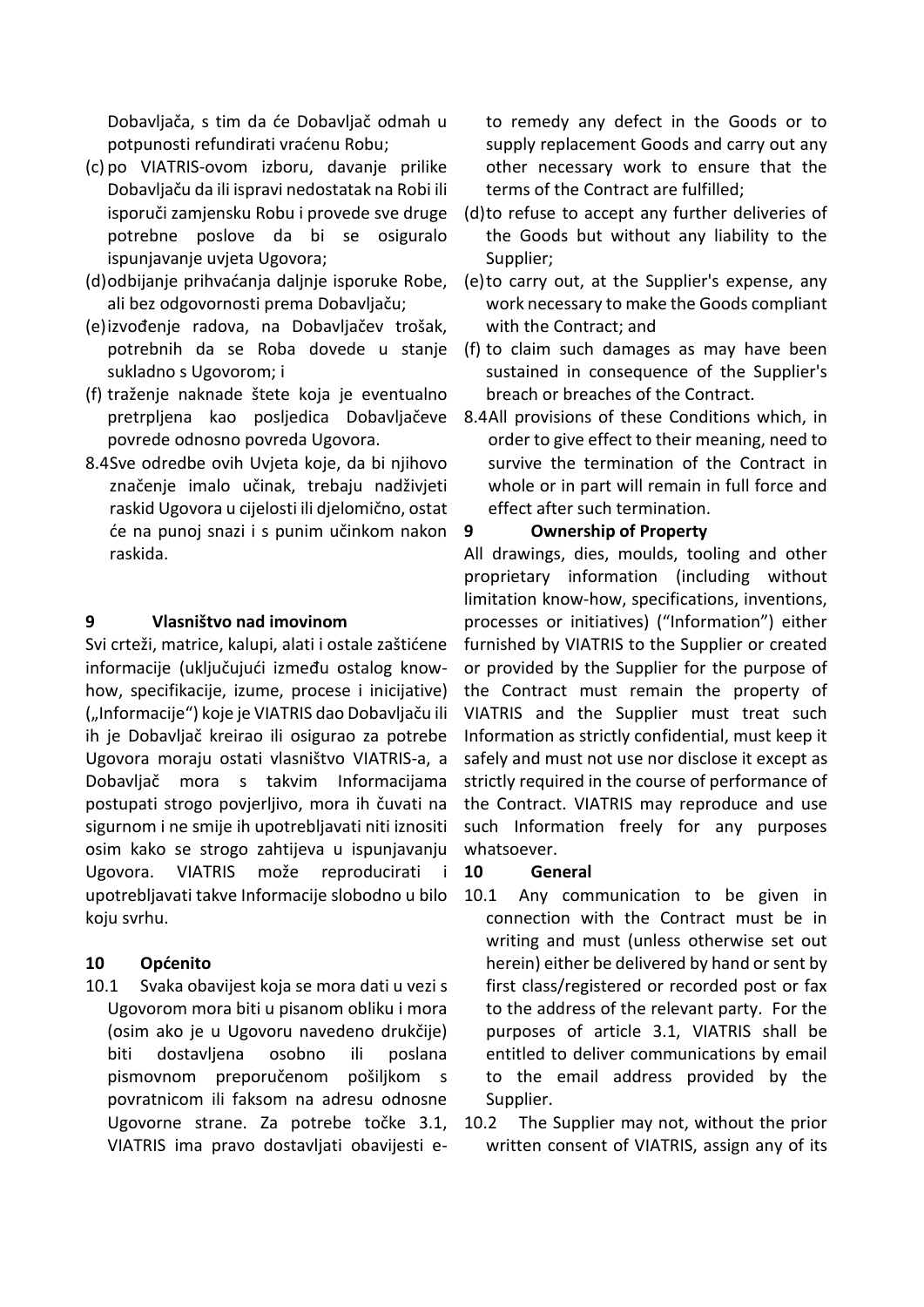Dobavljača, s tim da će Dobavljač odmah u potpunosti refundirati vraćenu Robu;

(c) po VIATRIS-ovom izboru, davanje prilike Dobavljaču da ili ispravi nedostatak na Robi ili isporuči zamjensku Robu i provede sve druge potrebne poslove da bi se osiguralo ispunjavanje uvjeta Ugovora;

(d) odbijanje prihvaćanja daljnje isporuke Robe, ali bez odgovornosti prema Dobavljaču;

(e) izvođenje radova, na Dobavljačev trošak, potrebnih da se Roba dovede u stanje sukladno s Ugovorom; i

(f) traženje naknade štete koja je eventualno pretrpljena kao posljedica Dobavljačeve povrede odnosno povreda Ugovora.

8.4 Sve odredbe ovih Uvjeta koje, da bi njihovo značenje imalo učinak, trebaju nadživjeti raskid Ugovora u cijelosti ili djelomično, ostat će na punoj snazi i s punim učinkom nakon raskida.

**9 Vlasništvo nad imovinom**

Svi crteži, matrice, kalupi, alati i ostale zaštićene informacije (uključujući između ostalog know-how, specifikacije, izume, procese i inicijative) („Informacije") koje je VIATRIS dao Dobavljaču ili ih je Dobavljač kreirao ili osigurao za potrebe Ugovora moraju ostati vlasništvo VIATRIS-a, a Dobavljač mora s takvim Informacijama postupati strogo povjerljivo, mora ih čuvati na sigurnom i ne smije ih upotrebljavati niti iznositi osim kako se strogo zahtijeva u ispunjavanju Ugovora. VIATRIS može reproducirati i upotrebljavati takve Informacije slobodno u bilo koju svrhu.

**10 Općenito**

10.1 Svaka obavijest koja se mora dati u vezi s Ugovorom mora biti u pisanom obliku i mora (osim ako je u Ugovoru navedeno drukčije) biti dostavljena osobno ili poslana pismovnom preporučenom pošiljkom s povratnicom ili faksom na adresu odnosne Ugovorne strane. Za potrebe točke 3.1, VIATRIS ima pravo dostavljati obavijesti e-

to remedy any defect in the Goods or to supply replacement Goods and carry out any other necessary work to ensure that the terms of the Contract are fulfilled;

(d) to refuse to accept any further deliveries of the Goods but without any liability to the Supplier;

(e) to carry out, at the Supplier's expense, any work necessary to make the Goods compliant with the Contract; and

(f) to claim such damages as may have been sustained in consequence of the Supplier's breach or breaches of the Contract.

8.4 All provisions of these Conditions which, in order to give effect to their meaning, need to survive the termination of the Contract in whole or in part will remain in full force and effect after such termination.

**9 Ownership of Property**

All drawings, dies, moulds, tooling and other proprietary information (including without limitation know-how, specifications, inventions, processes or initiatives) ("Information") either furnished by VIATRIS to the Supplier or created or provided by the Supplier for the purpose of the Contract must remain the property of VIATRIS and the Supplier must treat such Information as strictly confidential, must keep it safely and must not use nor disclose it except as strictly required in the course of performance of the Contract. VIATRIS may reproduce and use such Information freely for any purposes whatsoever.

**10 General**

10.1 Any communication to be given in connection with the Contract must be in writing and must (unless otherwise set out herein) either be delivered by hand or sent by first class/registered or recorded post or fax to the address of the relevant party. For the purposes of article 3.1, VIATRIS shall be entitled to deliver communications by email to the email address provided by the Supplier.

10.2 The Supplier may not, without the prior written consent of VIATRIS, assign any of its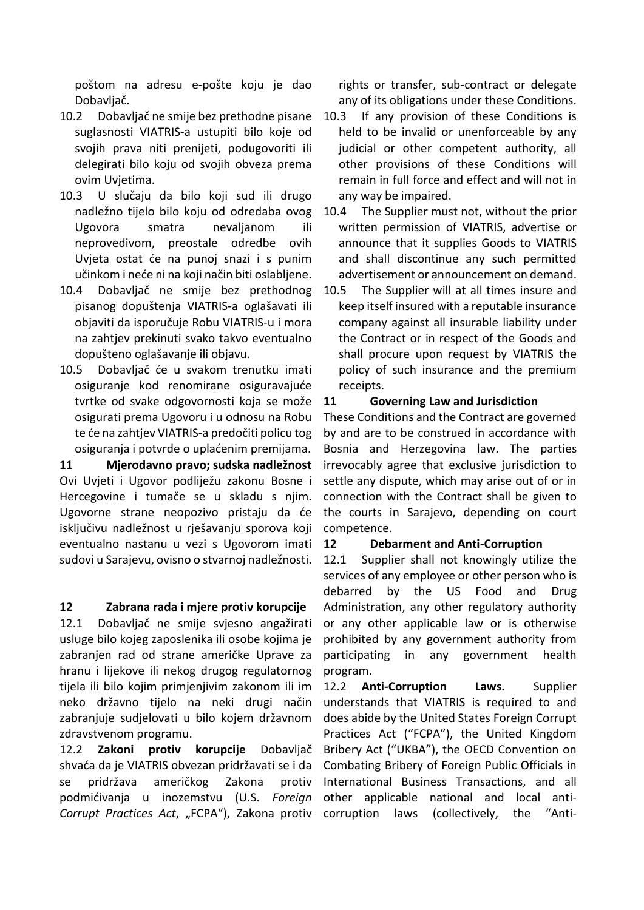poštom na adresu e-pošte koju je dao Dobavljač.

10.2 Dobavljač ne smije bez prethodne pisane suglasnosti VIATRIS-a ustupiti bilo koje od svojih prava niti prenijeti, podugovoriti ili delegirati bilo koju od svojih obveza prema ovim Uvjetima.

10.3 U slučaju da bilo koji sud ili drugo nadležno tijelo bilo koju od odredaba ovog Ugovora smatra nevaljanom ili neprovedivom, preostale odredbe ovih Uvjeta ostat će na punoj snazi i s punim učinkom i neće ni na koji način biti oslabljene.

10.4 Dobavljač ne smije bez prethodnog pisanog dopuštenja VIATRIS-a oglašavati ili objaviti da isporučuje Robu VIATRIS-u i mora na zahtjev prekinuti svako takvo eventualno dopušteno oglašavanje ili objavu.

10.5 Dobavljač će u svakom trenutku imati osiguranje kod renomirane osiguravajuće tvrtke od svake odgovornosti koja se može osigurati prema Ugovoru i u odnosu na Robu te će na zahtjev VIATRIS-a predočiti policu tog osiguranja i potvrde o uplaćenim premijama.

**11 Mjerodavno pravo; sudska nadležnost**

Ovi Uvjeti i Ugovor podliježu zakonu Bosne i Hercegovine i tumače se u skladu s njim. Ugovorne strane neopozivo pristaju da će isključivu nadležnost u rješavanju sporova koji eventualno nastanu u vezi s Ugovorom imati sudovi u Sarajevu, ovisno o stvarnoj nadležnosti.

**12 Zabrana rada i mjere protiv korupcije**

12.1 Dobavljač ne smije svjesno angažirati usluge bilo kojeg zaposlenika ili osobe kojima je zabranjen rad od strane američke Uprave za hranu i lijekove ili nekog drugog regulatornog tijela ili bilo kojim primjenjivim zakonom ili im neko državno tijelo na neki drugi način zabranjuje sudjelovati u bilo kojem državnom zdravstvenom programu.

12.2 **Zakoni protiv korupcije** Dobavljač shvaća da je VIATRIS obvezan pridržavati se i da se pridržava američkog Zakona protiv podmićivanja u inozemstvu (U.S. *Foreign Corrupt Practices Act*, „FCPA"), Zakona protiv

rights or transfer, sub-contract or delegate any of its obligations under these Conditions.

10.3 If any provision of these Conditions is held to be invalid or unenforceable by any judicial or other competent authority, all other provisions of these Conditions will remain in full force and effect and will not in any way be impaired.

10.4 The Supplier must not, without the prior written permission of VIATRIS, advertise or announce that it supplies Goods to VIATRIS and shall discontinue any such permitted advertisement or announcement on demand.

10.5 The Supplier will at all times insure and keep itself insured with a reputable insurance company against all insurable liability under the Contract or in respect of the Goods and shall procure upon request by VIATRIS the policy of such insurance and the premium receipts.

**11 Governing Law and Jurisdiction**

These Conditions and the Contract are governed by and are to be construed in accordance with Bosnia and Herzegovina law. The parties irrevocably agree that exclusive jurisdiction to settle any dispute, which may arise out of or in connection with the Contract shall be given to the courts in Sarajevo, depending on court competence.

**12 Debarment and Anti-Corruption**

12.1 Supplier shall not knowingly utilize the services of any employee or other person who is debarred by the US Food and Drug Administration, any other regulatory authority or any other applicable law or is otherwise prohibited by any government authority from participating in any government health program.

12.2 **Anti-Corruption Laws.** Supplier understands that VIATRIS is required to and does abide by the United States Foreign Corrupt Practices Act ("FCPA"), the United Kingdom Bribery Act ("UKBA"), the OECD Convention on Combating Bribery of Foreign Public Officials in International Business Transactions, and all other applicable national and local anti-corruption laws (collectively, the "Anti-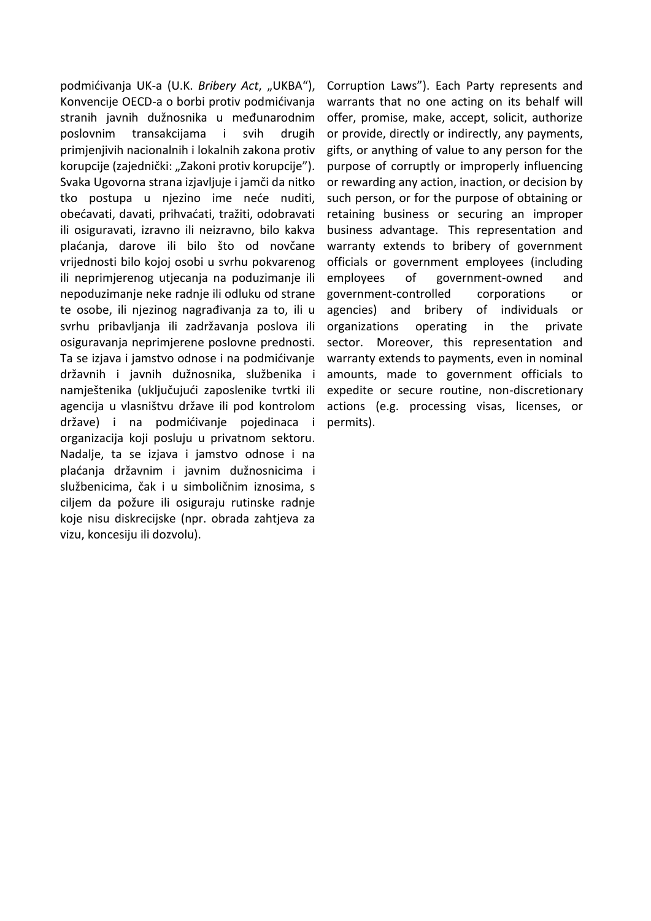podmićivanja UK-a (U.K. *Bribery Act*, „UKBA"), Konvencije OECD-a o borbi protiv podmićivanja stranih javnih dužnosnika u međunarodnim poslovnim transakcijama i svih drugih primjenjivih nacionalnih i lokalnih zakona protiv korupcije (zajednički: „Zakoni protiv korupcije"). Svaka Ugovorna strana izjavljuje i jamči da nitko tko postupa u njezino ime neće nuditi, obećavati, davati, prihvaćati, tražiti, odobravati ili osiguravati, izravno ili neizravno, bilo kakva plaćanja, darove ili bilo što od novčane vrijednosti bilo kojoj osobi u svrhu pokvarenog ili neprimjerenog utjecanja na poduzimanje ili nepoduzimanje neke radnje ili odluku od strane te osobe, ili njezinog nagrađivanja za to, ili u svrhu pribavljanja ili zadržavanja poslova ili osiguravanja neprimjerene poslovne prednosti. Ta se izjava i jamstvo odnose i na podmićivanje državnih i javnih dužnosnika, službenika i namještenika (uključujući zaposlenike tvrtki ili agencija u vlasništvu države ili pod kontrolom države) i na podmićivanje pojedinaca i organizacija koji posluju u privatnom sektoru. Nadalje, ta se izjava i jamstvo odnose i na plaćanja državnim i javnim dužnosnicima i službenicima, čak i u simboličnim iznosima, s ciljem da požure ili osiguraju rutinske radnje koje nisu diskrecijske (npr. obrada zahtjeva za vizu, koncesiju ili dozvolu).

Corruption Laws"). Each Party represents and warrants that no one acting on its behalf will offer, promise, make, accept, solicit, authorize or provide, directly or indirectly, any payments, gifts, or anything of value to any person for the purpose of corruptly or improperly influencing or rewarding any action, inaction, or decision by such person, or for the purpose of obtaining or retaining business or securing an improper business advantage. This representation and warranty extends to bribery of government officials or government employees (including employees of government-owned and government-controlled corporations or agencies) and bribery of individuals or organizations operating in the private sector. Moreover, this representation and warranty extends to payments, even in nominal amounts, made to government officials to expedite or secure routine, non-discretionary actions (e.g. processing visas, licenses, or permits).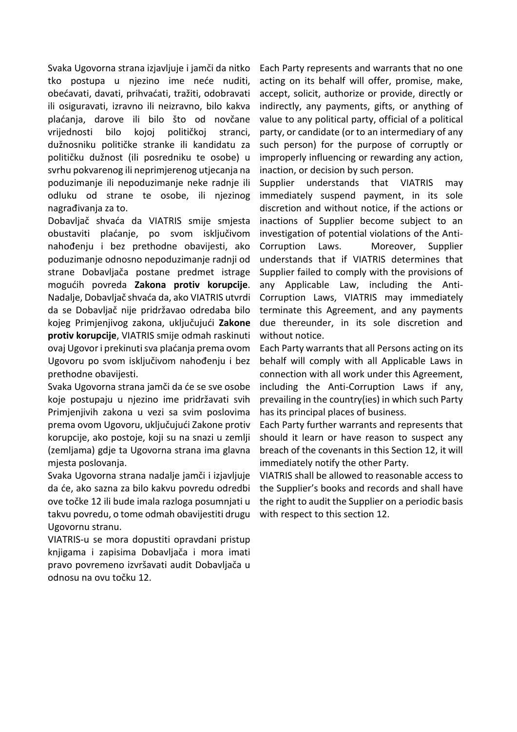Svaka Ugovorna strana izjavljuje i jamči da nitko tko postupa u njezino ime neće nuditi, obećavati, davati, prihvaćati, tražiti, odobravati ili osiguravati, izravno ili neizravno, bilo kakva plaćanja, darove ili bilo što od novčane vrijednosti bilo kojoj političkoj stranci, dužnosniku političke stranke ili kandidatu za političku dužnost (ili posredniku te osobe) u svrhu pokvarenog ili neprimjerenog utjecanja na poduzimanje ili nepoduzimanje neke radnje ili odluke od strane te osobe, ili njezinog nagrađivanja za to.

Dobavljač shvaća da VIATRIS smije smjesta obustaviti plaćanje, po svom isključivom nahođenju i bez prethodne obavijesti, ako poduzimanje odnosno nepoduzimanje radnji od strane Dobavljača postane predmet istrage mogućih povreda **Zakona protiv korupcije**. Nadalje, Dobavljač shvaća da, ako VIATRIS utvrdi da se Dobavljač nije pridržavao odredaba bilo kojeg Primjenjivog zakona, uključujući **Zakone protiv korupcije**, VIATRIS smije odmah raskinuti ovaj Ugovor i prekinuti sva plaćanja prema ovom Ugovoru po svom isključivom nahođenju i bez prethodne obavijesti.

Svaka Ugovorna strana jamči da će se sve osobe koje postupaju u njezino ime pridržavati svih Primjenjivih zakona u vezi sa svim poslovima prema ovom Ugovoru, uključujući Zakone protiv korupcije, ako postoje, koji su na snazi u zemlji (zemljama) gdje ta Ugovorna strana ima glavna mjesta poslovanja.

Svaka Ugovorna strana nadalje jamči i izjavljuje da će, ako sazna za bilo kakvu povredu odredbi ove točke 12 ili bude imala razloga posumnjati u takvu povredu, o tome odmah obavijestiti drugu Ugovornu stranu.

VIATRIS-u se mora dopustiti opravdani pristup knjigama i zapisima Dobavljača i mora imati pravo povremeno izvršavati audit Dobavljača u odnosu na ovu točku 12.

Each Party represents and warrants that no one acting on its behalf will offer, promise, make, accept, solicit, authorize or provide, directly or indirectly, any payments, gifts, or anything of value to any political party, official of a political party, or candidate (or to an intermediary of any such person) for the purpose of corruptly or improperly influencing or rewarding any action, inaction, or decision by such person.

Supplier understands that VIATRIS may immediately suspend payment, in its sole discretion and without notice, if the actions or inactions of Supplier become subject to an investigation of potential violations of the Anti-Corruption Laws. Moreover, Supplier understands that if VIATRIS determines that Supplier failed to comply with the provisions of any Applicable Law, including the Anti-Corruption Laws, VIATRIS may immediately terminate this Agreement, and any payments due thereunder, in its sole discretion and without notice.

Each Party warrants that all Persons acting on its behalf will comply with all Applicable Laws in connection with all work under this Agreement, including the Anti-Corruption Laws if any, prevailing in the country(ies) in which such Party has its principal places of business.

Each Party further warrants and represents that should it learn or have reason to suspect any breach of the covenants in this Section 12, it will immediately notify the other Party.

VIATRIS shall be allowed to reasonable access to the Supplier's books and records and shall have the right to audit the Supplier on a periodic basis with respect to this section 12.